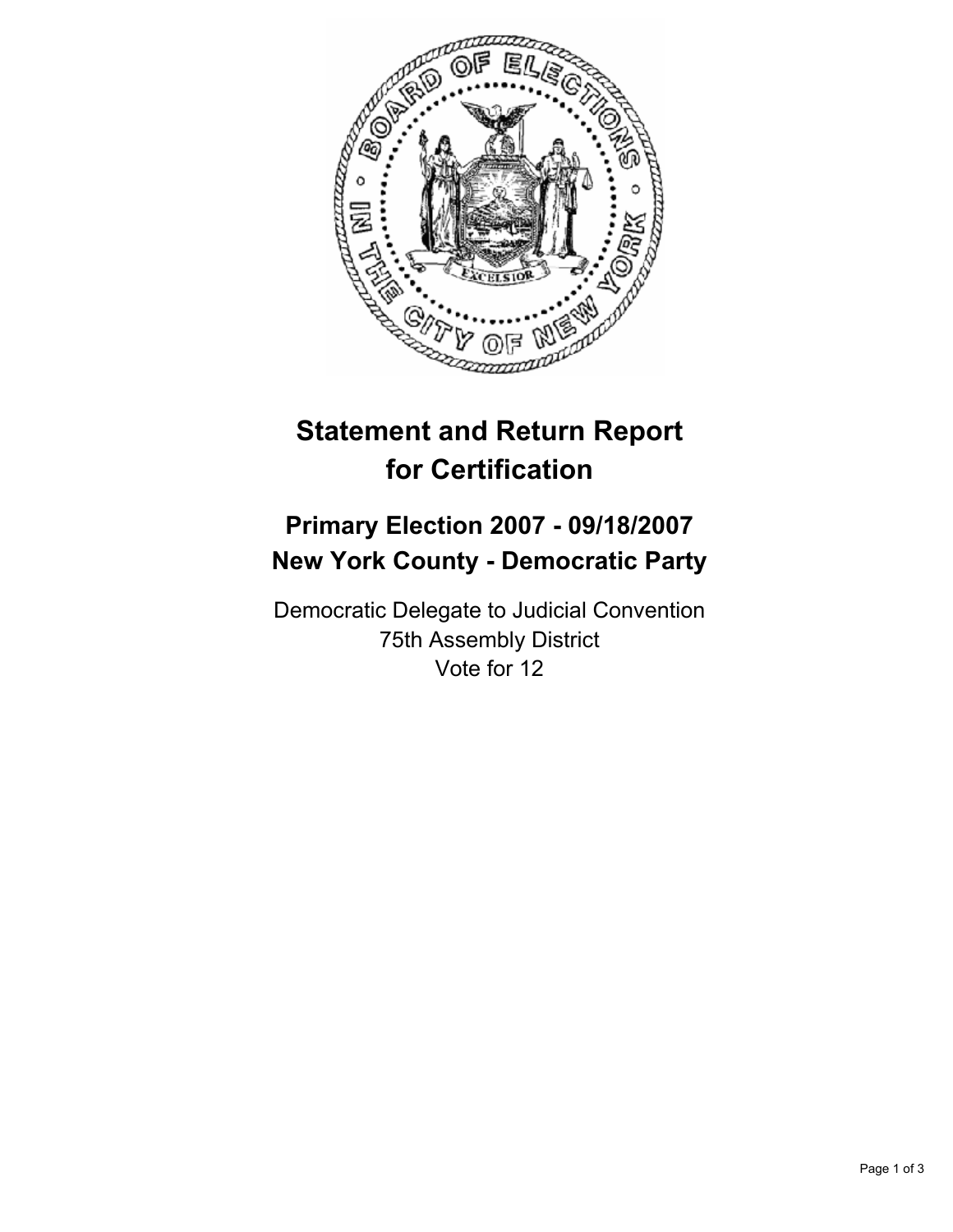# Statement and Return Report for Certification

## Primary Election 2007 - 09/18/2007
## New York County - Democratic Party

Democratic Delegate to Judicial Convention
75th Assembly District
Vote for 12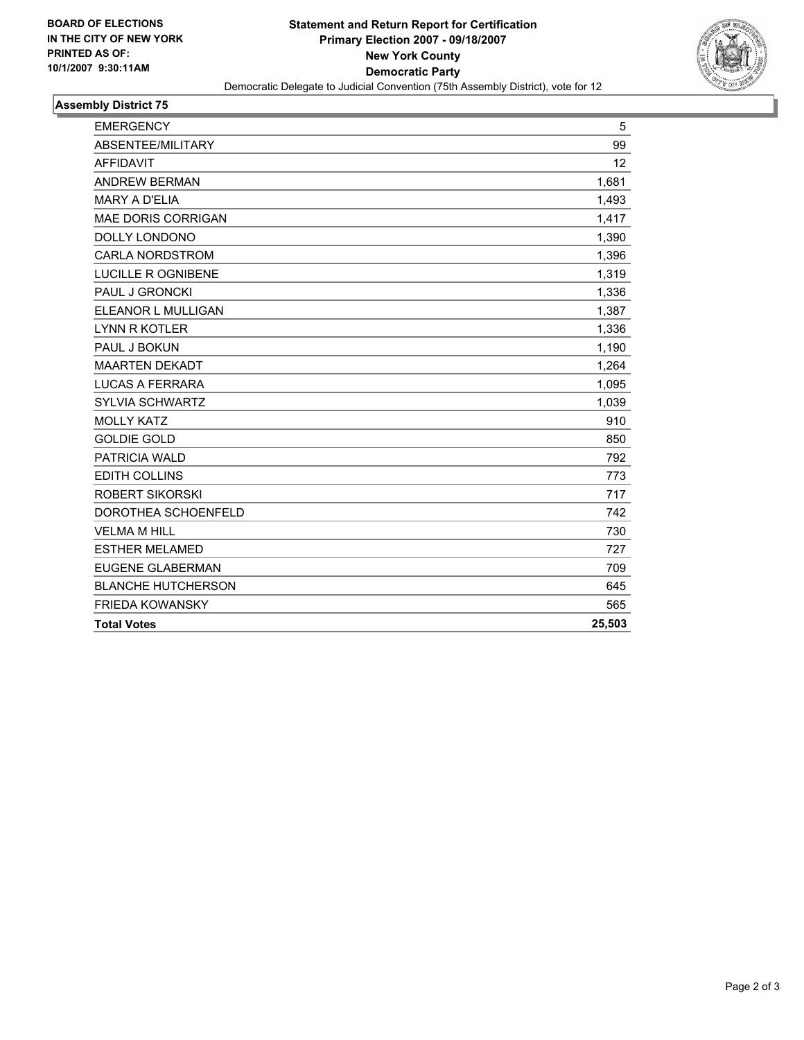**BOARD OF ELECTIONS IN THE CITY OF NEW YORK**
**PRINTED AS OF: 10/1/2007 9:30:11AM**

**Statement and Return Report for Certification**
**Primary Election 2007 - 09/18/2007**
**New York County**
**Democratic Party**
Democratic Delegate to Judicial Convention (75th Assembly District), vote for 12

## Assembly District 75

| | |
|---|---|
| EMERGENCY | 5 |
| ABSENTEE/MILITARY | 99 |
| AFFIDAVIT | 12 |
| ANDREW BERMAN | 1,681 |
| MARY A D'ELIA | 1,493 |
| MAE DORIS CORRIGAN | 1,417 |
| DOLLY LONDONO | 1,390 |
| CARLA NORDSTROM | 1,396 |
| LUCILLE R OGNIBENE | 1,319 |
| PAUL J GRONCKI | 1,336 |
| ELEANOR L MULLIGAN | 1,387 |
| LYNN R KOTLER | 1,336 |
| PAUL J BOKUN | 1,190 |
| MAARTEN DEKADT | 1,264 |
| LUCAS A FERRARA | 1,095 |
| SYLVIA SCHWARTZ | 1,039 |
| MOLLY KATZ | 910 |
| GOLDIE GOLD | 850 |
| PATRICIA WALD | 792 |
| EDITH COLLINS | 773 |
| ROBERT SIKORSKI | 717 |
| DOROTHEA SCHOENFELD | 742 |
| VELMA M HILL | 730 |
| ESTHER MELAMED | 727 |
| EUGENE GLABERMAN | 709 |
| BLANCHE HUTCHERSON | 645 |
| FRIEDA KOWANSKY | 565 |
| **Total Votes** | **25,503** |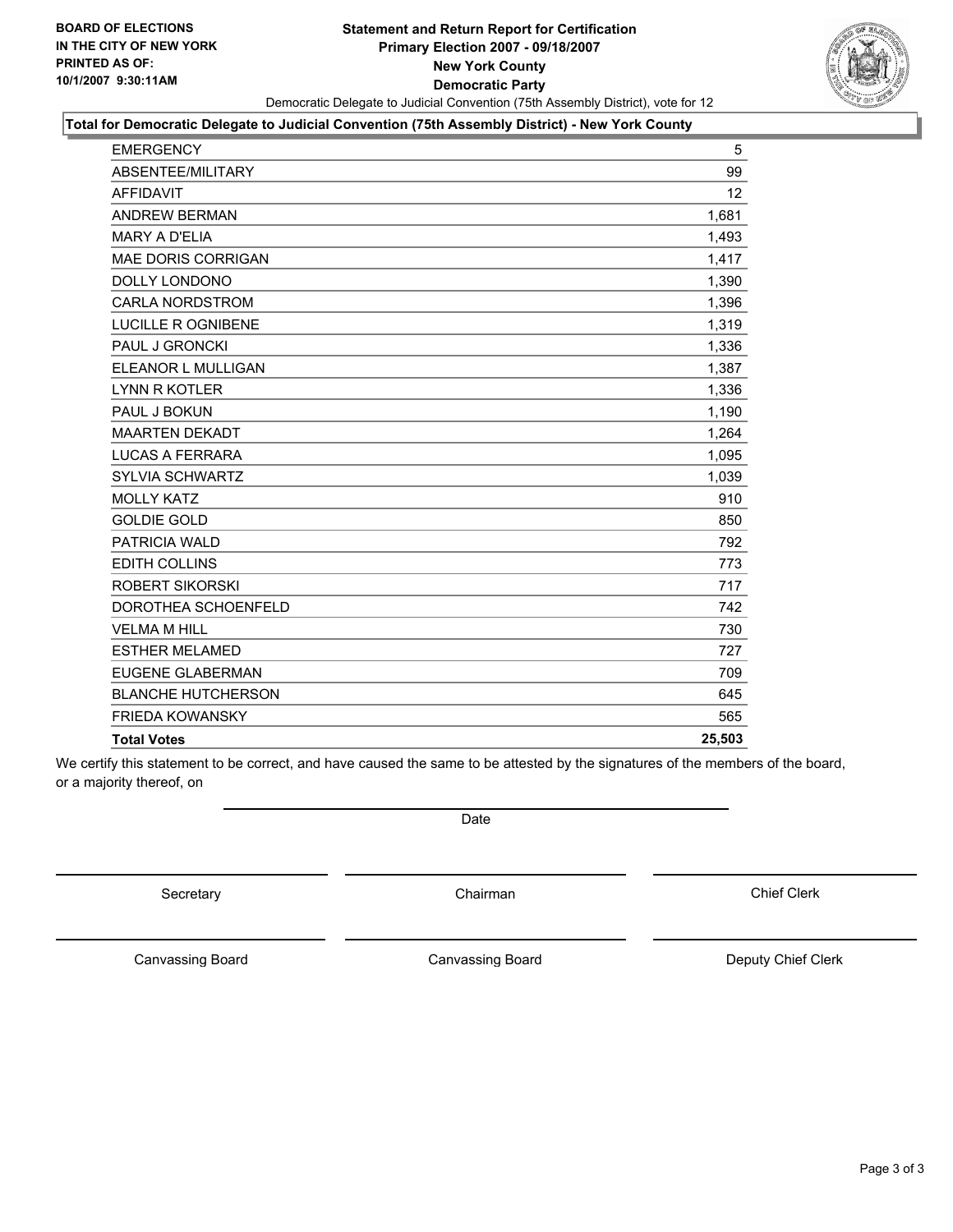**BOARD OF ELECTIONS IN THE CITY OF NEW YORK PRINTED AS OF: 10/1/2007 9:30:11AM**

# Statement and Return Report for Certification
## Primary Election 2007 - 09/18/2007
## New York County
## Democratic Party

Democratic Delegate to Judicial Convention (75th Assembly District), vote for 12

**Total for Democratic Delegate to Judicial Convention (75th Assembly District) - New York County**

| | |
|---|---|
| EMERGENCY | 5 |
| ABSENTEE/MILITARY | 99 |
| AFFIDAVIT | 12 |
| ANDREW BERMAN | 1,681 |
| MARY A D'ELIA | 1,493 |
| MAE DORIS CORRIGAN | 1,417 |
| DOLLY LONDONO | 1,390 |
| CARLA NORDSTROM | 1,396 |
| LUCILLE R OGNIBENE | 1,319 |
| PAUL J GRONCKI | 1,336 |
| ELEANOR L MULLIGAN | 1,387 |
| LYNN R KOTLER | 1,336 |
| PAUL J BOKUN | 1,190 |
| MAARTEN DEKADT | 1,264 |
| LUCAS A FERRARA | 1,095 |
| SYLVIA SCHWARTZ | 1,039 |
| MOLLY KATZ | 910 |
| GOLDIE GOLD | 850 |
| PATRICIA WALD | 792 |
| EDITH COLLINS | 773 |
| ROBERT SIKORSKI | 717 |
| DOROTHEA SCHOENFELD | 742 |
| VELMA M HILL | 730 |
| ESTHER MELAMED | 727 |
| EUGENE GLABERMAN | 709 |
| BLANCHE HUTCHERSON | 645 |
| FRIEDA KOWANSKY | 565 |
| **Total Votes** | **25,503** |

We certify this statement to be correct, and have caused the same to be attested by the signatures of the members of the board, or a majority thereof, on

Date

Secretary

Chairman

Chief Clerk

Canvassing Board

Canvassing Board

Deputy Chief Clerk